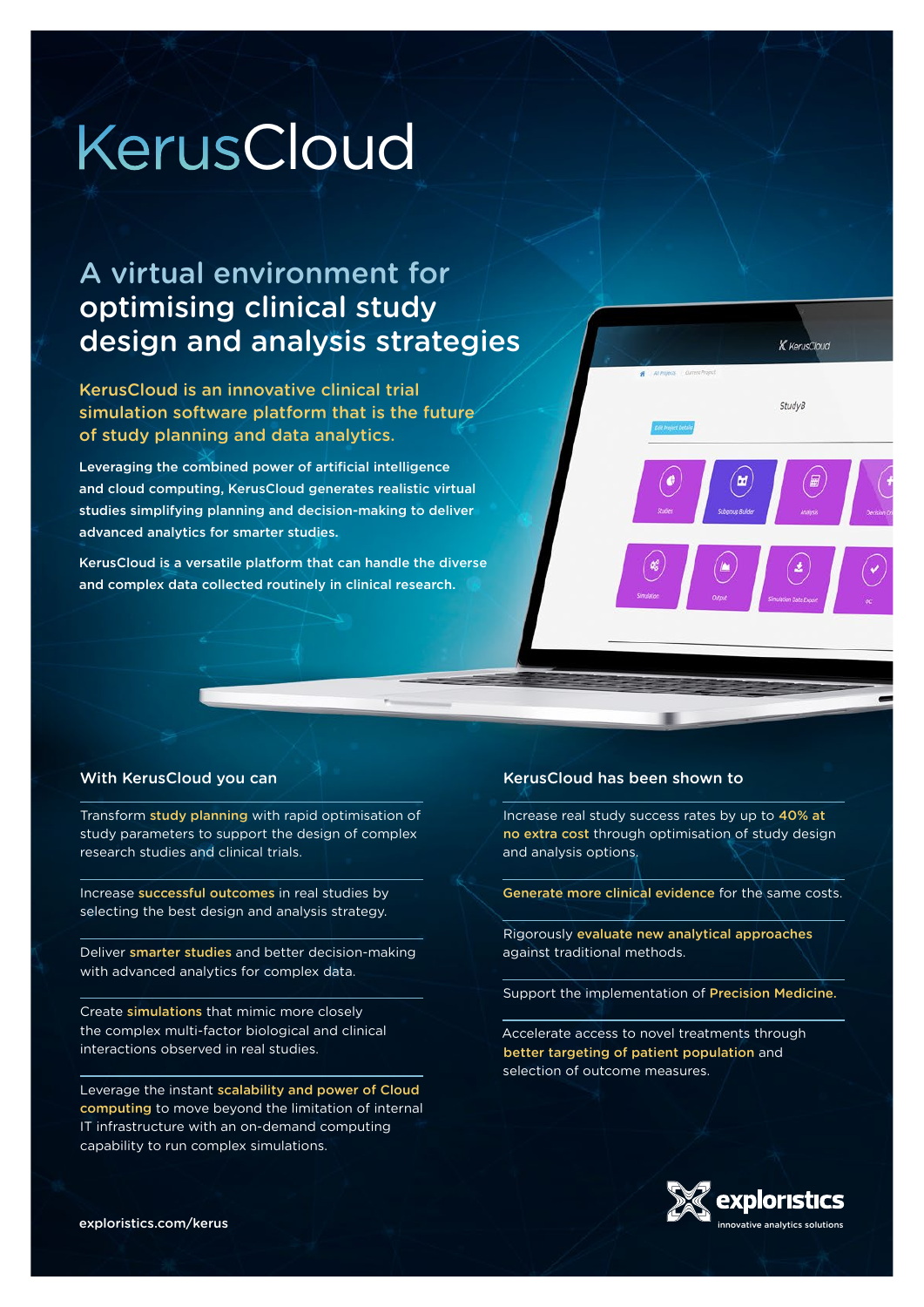# KerusCloud

## A virtual environment for optimising clinical study design and analysis strategies

**KerusCloud is an innovative clinical trial simulation software platform that is the future of study planning and data analytics.**

**Leveraging the combined power of artificial intelligence and cloud computing, KerusCloud generates realistic virtual studies simplifying planning and decision-making to deliver advanced analytics for smarter studies.**

**KerusCloud is a versatile platform that can handle the diverse and complex data collected routinely in clinical research.**

### With KerusCloud you can

Transform **study planning** with rapid optimisation of study parameters to support the design of complex research studies and clinical trials.

Increase **successful outcomes** in real studies by selecting the best design and analysis strategy.

Deliver **smarter studies** and better decision-making with advanced analytics for complex data.

Create **simulations** that mimic more closely the complex multi-factor biological and clinical interactions observed in real studies.

Leverage the instant **scalability and power of Cloud computing** to move beyond the limitation of internal IT infrastructure with an on-demand computing capability to run complex simulations.

### KerusCloud has been shown to

Increase real study success rates by up to **40% at no extra cost** through optimisation of study design and analysis options.

**Generate more clinical evidence** for the same costs.

Rigorously **evaluate new analytical approaches** against traditional methods.

Support the implementation of **Precision Medicine**.

Accelerate access to novel treatments through **better targeting of patient population** and selection of outcome measures.

exploristics.com/kerus

explorístics
innovative analytics solutions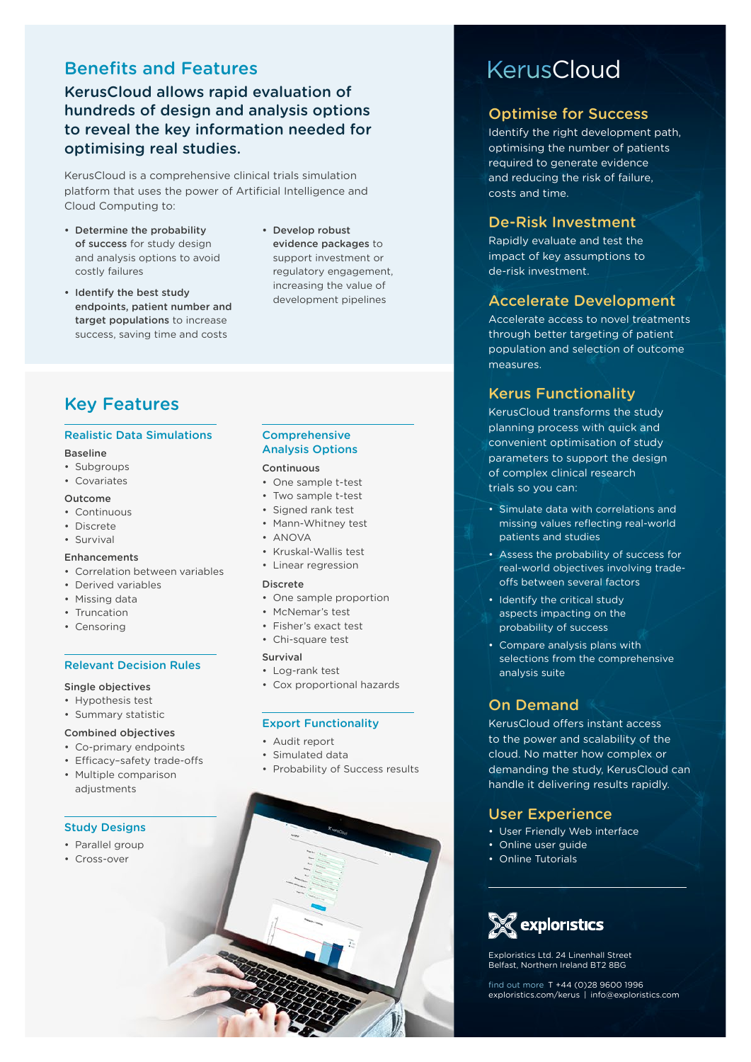## Benefits and Features

**KerusCloud allows rapid evaluation of hundreds of design and analysis options to reveal the key information needed for optimising real studies.**

KerusCloud is a comprehensive clinical trials simulation platform that uses the power of Artificial Intelligence and Cloud Computing to:

- **Determine the probability of success** for study design and analysis options to avoid costly failures
- **Identify the best study endpoints, patient number and target populations** to increase success, saving time and costs
- **Develop robust evidence packages** to support investment or regulatory engagement, increasing the value of development pipelines

## Key Features

### Realistic Data Simulations

**Baseline**
- Subgroups
- Covariates

**Outcome**
- Continuous
- Discrete
- Survival

**Enhancements**
- Correlation between variables
- Derived variables
- Missing data
- Truncation
- Censoring

### Relevant Decision Rules

**Single objectives**
- Hypothesis test
- Summary statistic

**Combined objectives**
- Co-primary endpoints
- Efficacy–safety trade-offs
- Multiple comparison adjustments

### Study Designs

- Parallel group
- Cross-over

### Comprehensive Analysis Options

**Continuous**
- One sample t-test
- Two sample t-test
- Signed rank test
- Mann-Whitney test
- ANOVA
- Kruskal-Wallis test
- Linear regression

**Discrete**
- One sample proportion
- McNemar's test
- Fisher's exact test
- Chi-square test

**Survival**
- Log-rank test
- Cox proportional hazards

### Export Functionality

- Audit report
- Simulated data
- Probability of Success results

# KerusCloud

## Optimise for Success

Identify the right development path, optimising the number of patients required to generate evidence and reducing the risk of failure, costs and time.

## De-Risk Investment

Rapidly evaluate and test the impact of key assumptions to de-risk investment.

## Accelerate Development

Accelerate access to novel treatments through better targeting of patient population and selection of outcome measures.

## Kerus Functionality

KerusCloud transforms the study planning process with quick and convenient optimisation of study parameters to support the design of complex clinical research trials so you can:

- Simulate data with correlations and missing values reflecting real-world patients and studies
- Assess the probability of success for real-world objectives involving trade-offs between several factors
- Identify the critical study aspects impacting on the probability of success
- Compare analysis plans with selections from the comprehensive analysis suite

## On Demand

KerusCloud offers instant access to the power and scalability of the cloud. No matter how complex or demanding the study, KerusCloud can handle it delivering results rapidly.

## User Experience

- User Friendly Web interface
- Online user guide
- Online Tutorials

exploristics

Exploristics Ltd. 24 Linenhall Street
Belfast, Northern Ireland BT2 8BG

find out more T +44 (0)28 9600 1996
exploristics.com/kerus | info@exploristics.com